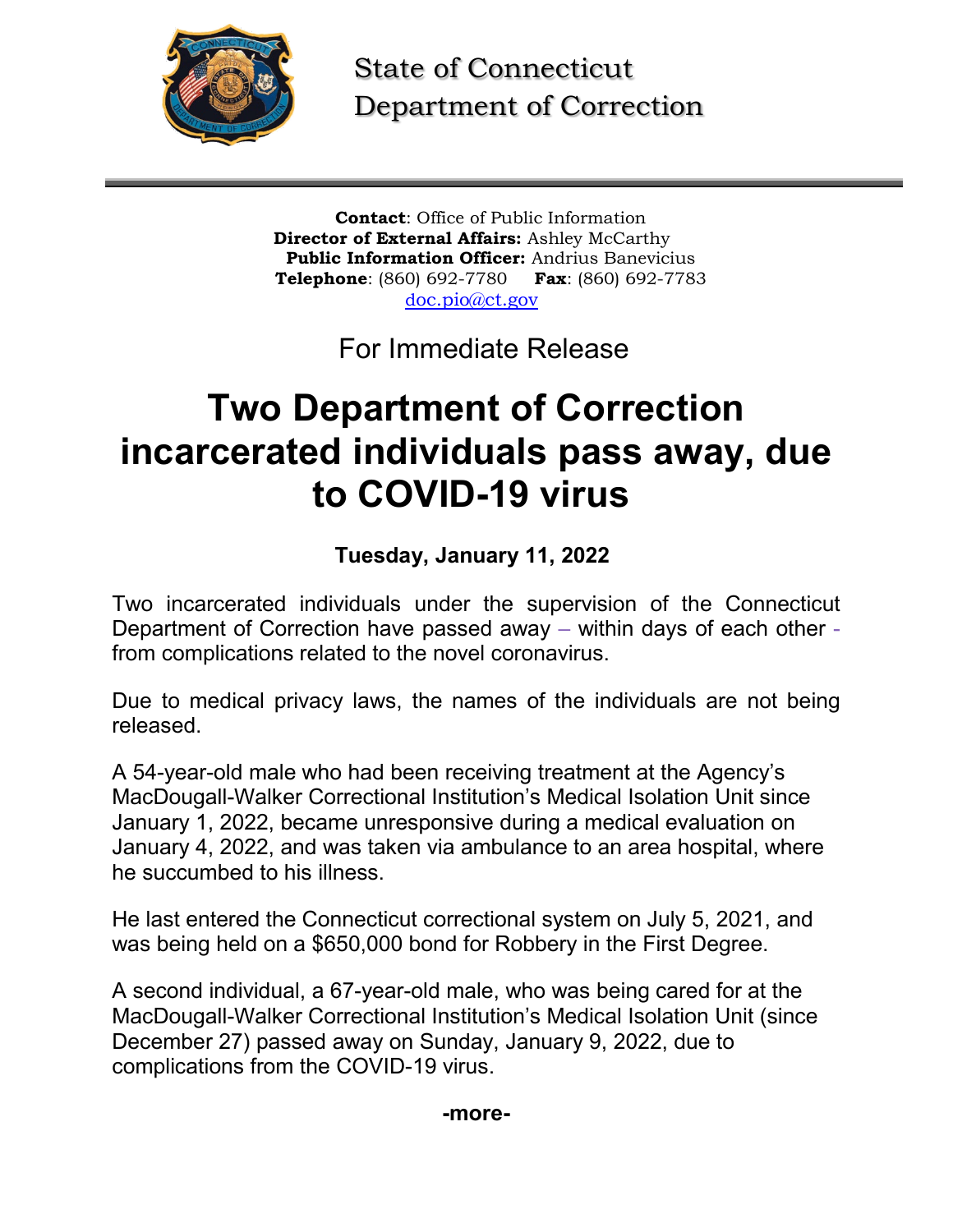State of Connecticut
Department of Correction

**Contact**: Office of Public Information
**Director of External Affairs:** Ashley McCarthy
**Public Information Officer:** Andrius Banevicius
**Telephone**: (860) 692-7780 **Fax**: (860) 692-7783
doc.pio@ct.gov

For Immediate Release

# Two Department of Correction incarcerated individuals pass away, due to COVID-19 virus

**Tuesday, January 11, 2022**

Two incarcerated individuals under the supervision of the Connecticut Department of Correction have passed away – within days of each other - from complications related to the novel coronavirus.

Due to medical privacy laws, the names of the individuals are not being released.

A 54-year-old male who had been receiving treatment at the Agency's MacDougall-Walker Correctional Institution's Medical Isolation Unit since January 1, 2022, became unresponsive during a medical evaluation on January 4, 2022, and was taken via ambulance to an area hospital, where he succumbed to his illness.

He last entered the Connecticut correctional system on July 5, 2021, and was being held on a $650,000 bond for Robbery in the First Degree.

A second individual, a 67-year-old male, who was being cared for at the MacDougall-Walker Correctional Institution's Medical Isolation Unit (since December 27) passed away on Sunday, January 9, 2022, due to complications from the COVID-19 virus.

**-more-**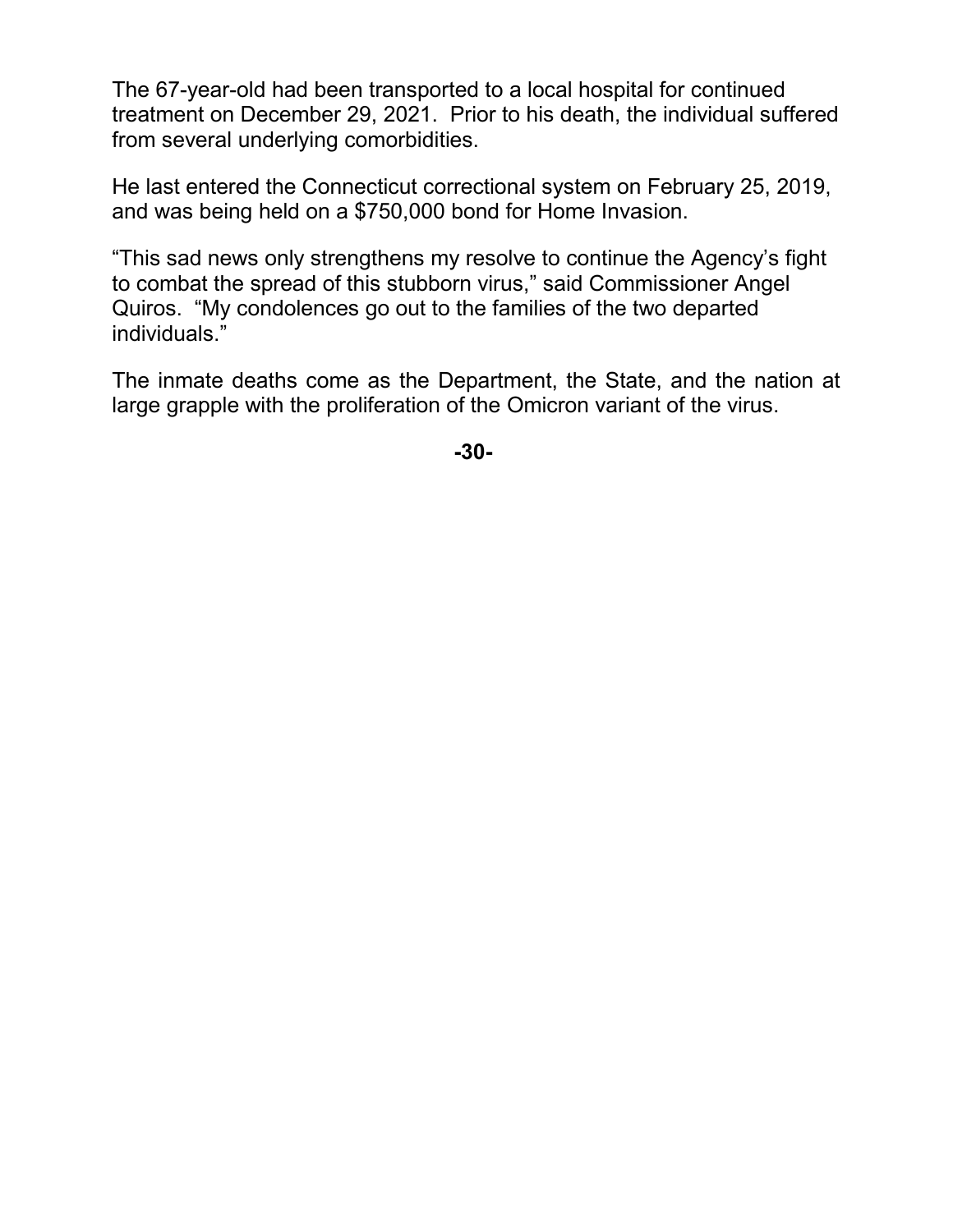The 67-year-old had been transported to a local hospital for continued treatment on December 29, 2021. Prior to his death, the individual suffered from several underlying comorbidities.

He last entered the Connecticut correctional system on February 25, 2019, and was being held on a $750,000 bond for Home Invasion.

“This sad news only strengthens my resolve to continue the Agency’s fight to combat the spread of this stubborn virus,” said Commissioner Angel Quiros. “My condolences go out to the families of the two departed individuals.”

The inmate deaths come as the Department, the State, and the nation at large grapple with the proliferation of the Omicron variant of the virus.

**-30-**